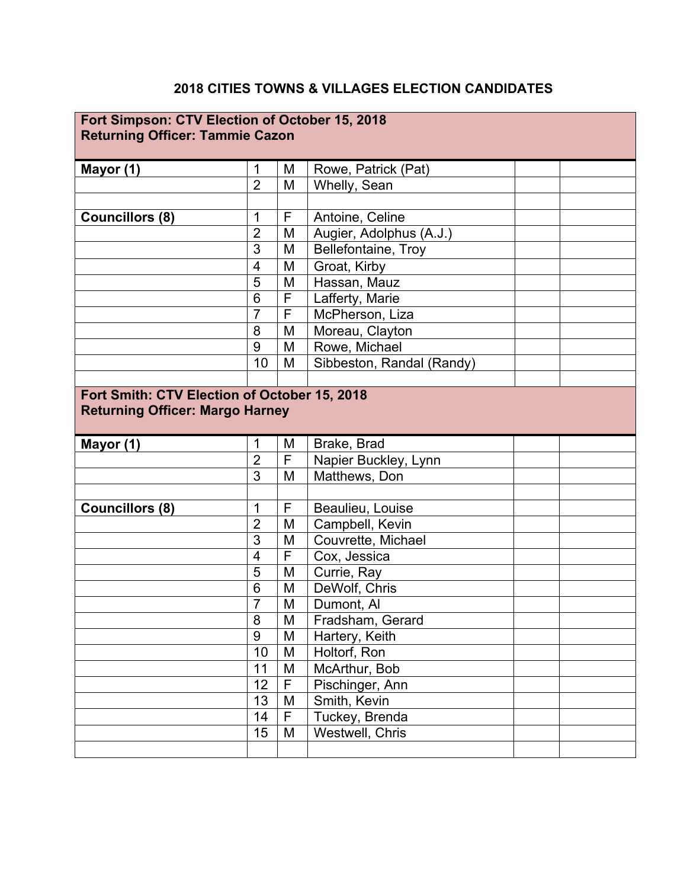# 2018 CITIES TOWNS & VILLAGES ELECTION CANDIDATES

| **Fort Simpson: CTV Election of October 15, 2018**<br>**Returning Officer: Tammie Cazon** | | | | | |
|---|---|---|---|---|---|
| **Mayor (1)** | 1 | M | Rowe, Patrick (Pat) | | |
| | 2 | M | Whelly, Sean | | |
| | | | | | |
| **Councillors (8)** | 1 | F | Antoine, Celine | | |
| | 2 | M | Augier, Adolphus (A.J.) | | |
| | 3 | M | Bellefontaine, Troy | | |
| | 4 | M | Groat, Kirby | | |
| | 5 | M | Hassan, Mauz | | |
| | 6 | F | Lafferty, Marie | | |
| | 7 | F | McPherson, Liza | | |
| | 8 | M | Moreau, Clayton | | |
| | 9 | M | Rowe, Michael | | |
| | 10 | M | Sibbeston, Randal (Randy) | | |
| | | | | | |

| **Fort Smith: CTV Election of October 15, 2018**<br>**Returning Officer: Margo Harney** | | | | | |
|---|---|---|---|---|---|
| **Mayor (1)** | 1 | M | Brake, Brad | | |
| | 2 | F | Napier Buckley, Lynn | | |
| | 3 | M | Matthews, Don | | |
| | | | | | |
| **Councillors (8)** | 1 | F | Beaulieu, Louise | | |
| | 2 | M | Campbell, Kevin | | |
| | 3 | M | Couvrette, Michael | | |
| | 4 | F | Cox, Jessica | | |
| | 5 | M | Currie, Ray | | |
| | 6 | M | DeWolf, Chris | | |
| | 7 | M | Dumont, Al | | |
| | 8 | M | Fradsham, Gerard | | |
| | 9 | M | Hartery, Keith | | |
| | 10 | M | Holtorf, Ron | | |
| | 11 | M | McArthur, Bob | | |
| | 12 | F | Pischinger, Ann | | |
| | 13 | M | Smith, Kevin | | |
| | 14 | F | Tuckey, Brenda | | |
| | 15 | M | Westwell, Chris | | |
| | | | | | |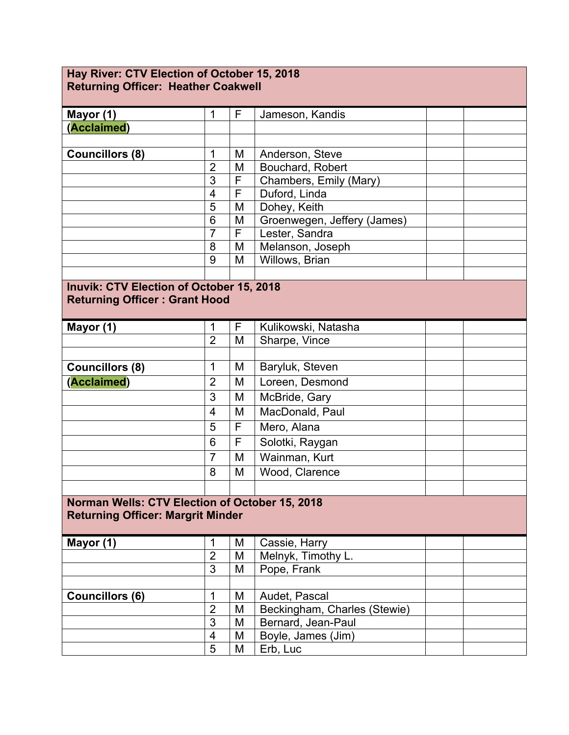| Hay River: CTV Election of October 15, 2018<br>Returning Officer: Heather Coakwell | | | | | |
|---|---|---|---|---|---|
| **Mayor (1)** | 1 | F | Jameson, Kandis | | |
| **(Acclaimed)** | | | | | |
| | | | | | |
| **Councillors (8)** | 1 | M | Anderson, Steve | | |
| | 2 | M | Bouchard, Robert | | |
| | 3 | F | Chambers, Emily (Mary) | | |
| | 4 | F | Duford, Linda | | |
| | 5 | M | Dohey, Keith | | |
| | 6 | M | Groenwegen, Jeffery (James) | | |
| | 7 | F | Lester, Sandra | | |
| | 8 | M | Melanson, Joseph | | |
| | 9 | M | Willows, Brian | | |

| Inuvik: CTV Election of October 15, 2018<br>Returning Officer : Grant Hood | | | | | |
|---|---|---|---|---|---|
| **Mayor (1)** | 1 | F | Kulikowski, Natasha | | |
| | 2 | M | Sharpe, Vince | | |
| | | | | | |
| **Councillors (8)** | 1 | M | Baryluk, Steven | | |
| **(Acclaimed)** | 2 | M | Loreen, Desmond | | |
| | 3 | M | McBride, Gary | | |
| | 4 | M | MacDonald, Paul | | |
| | 5 | F | Mero, Alana | | |
| | 6 | F | Solotki, Raygan | | |
| | 7 | M | Wainman, Kurt | | |
| | 8 | M | Wood, Clarence | | |

| Norman Wells: CTV Election of October 15, 2018<br>Returning Officer: Margrit Minder | | | | | |
|---|---|---|---|---|---|
| **Mayor (1)** | 1 | M | Cassie, Harry | | |
| | 2 | M | Melnyk, Timothy L. | | |
| | 3 | M | Pope, Frank | | |
| | | | | | |
| **Councillors (6)** | 1 | M | Audet, Pascal | | |
| | 2 | M | Beckingham, Charles (Stewie) | | |
| | 3 | M | Bernard, Jean-Paul | | |
| | 4 | M | Boyle, James (Jim) | | |
| | 5 | M | Erb, Luc | | |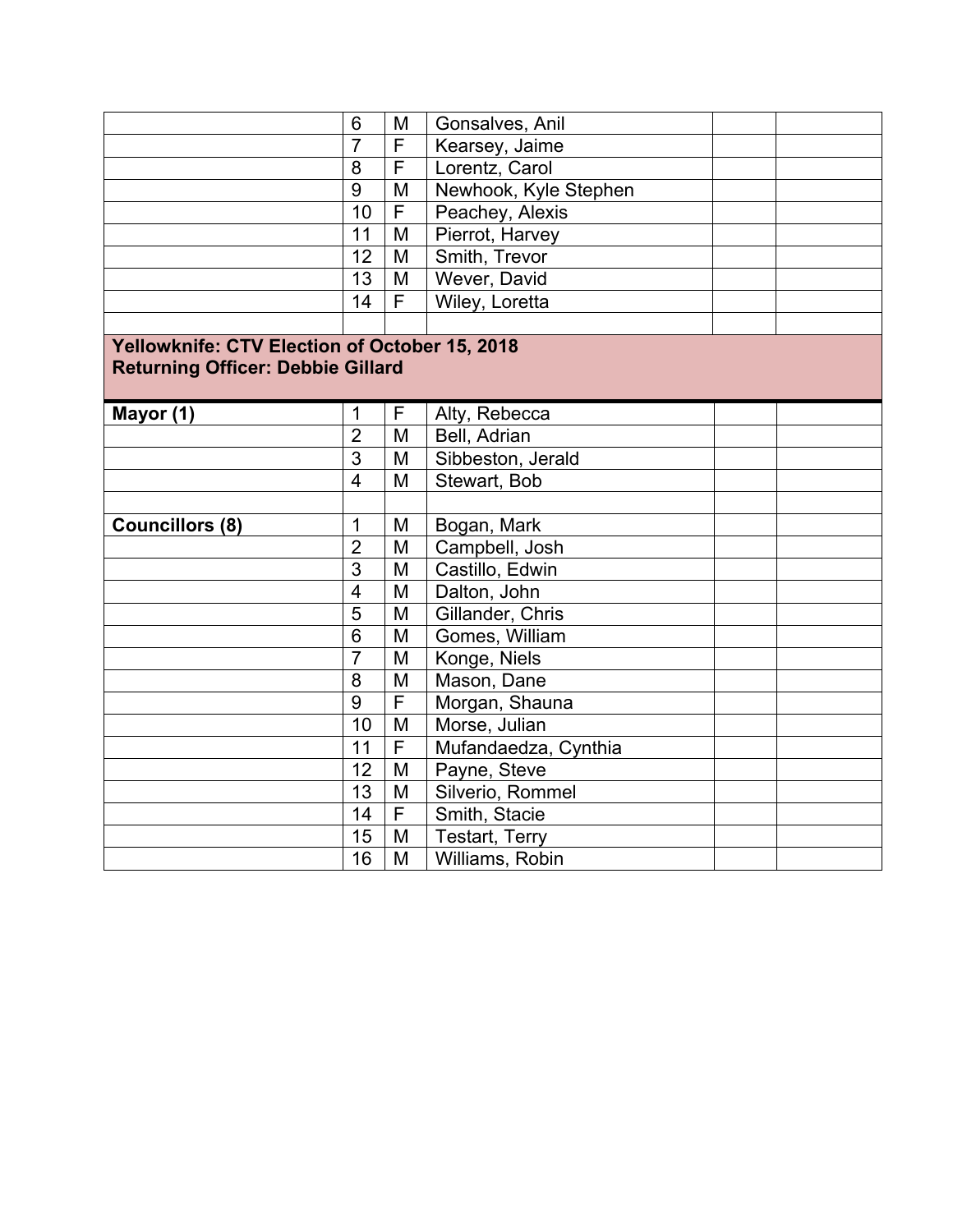| | | | | | |
|---|---|---|---|---|---|
| | 6 | M | Gonsalves, Anil | | |
| | 7 | F | Kearsey, Jaime | | |
| | 8 | F | Lorentz, Carol | | |
| | 9 | M | Newhook, Kyle Stephen | | |
| | 10 | F | Peachey, Alexis | | |
| | 11 | M | Pierrot, Harvey | | |
| | 12 | M | Smith, Trevor | | |
| | 13 | M | Wever, David | | |
| | 14 | F | Wiley, Loretta | | |
| | | | | | |

**Yellowknife: CTV Election of October 15, 2018**
**Returning Officer: Debbie Gillard**

| | | | | | |
|---|---|---|---|---|---|
| **Mayor (1)** | 1 | F | Alty, Rebecca | | |
| | 2 | M | Bell, Adrian | | |
| | 3 | M | Sibbeston, Jerald | | |
| | 4 | M | Stewart, Bob | | |
| | | | | | |
| **Councillors (8)** | 1 | M | Bogan, Mark | | |
| | 2 | M | Campbell, Josh | | |
| | 3 | M | Castillo, Edwin | | |
| | 4 | M | Dalton, John | | |
| | 5 | M | Gillander, Chris | | |
| | 6 | M | Gomes, William | | |
| | 7 | M | Konge, Niels | | |
| | 8 | M | Mason, Dane | | |
| | 9 | F | Morgan, Shauna | | |
| | 10 | M | Morse, Julian | | |
| | 11 | F | Mufandaedza, Cynthia | | |
| | 12 | M | Payne, Steve | | |
| | 13 | M | Silverio, Rommel | | |
| | 14 | F | Smith, Stacie | | |
| | 15 | M | Testart, Terry | | |
| | 16 | M | Williams, Robin | | |